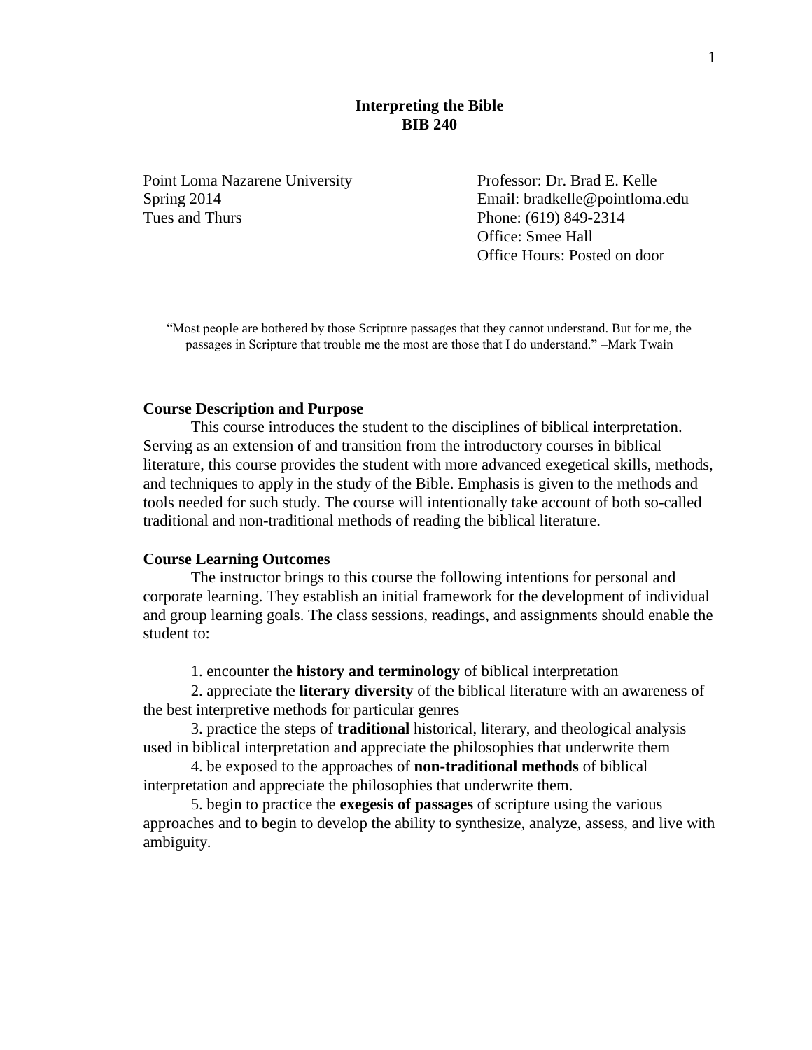# Interpreting the Bible
# BIB 240

Point Loma Nazarene University
Spring 2014
Tues and Thurs

Professor: Dr. Brad E. Kelle
Email: bradkelle@pointloma.edu
Phone: (619) 849-2314
Office: Smee Hall
Office Hours: Posted on door

"Most people are bothered by those Scripture passages that they cannot understand. But for me, the passages in Scripture that trouble me the most are those that I do understand." –Mark Twain

## Course Description and Purpose

This course introduces the student to the disciplines of biblical interpretation. Serving as an extension of and transition from the introductory courses in biblical literature, this course provides the student with more advanced exegetical skills, methods, and techniques to apply in the study of the Bible. Emphasis is given to the methods and tools needed for such study. The course will intentionally take account of both so-called traditional and non-traditional methods of reading the biblical literature.

## Course Learning Outcomes

The instructor brings to this course the following intentions for personal and corporate learning. They establish an initial framework for the development of individual and group learning goals. The class sessions, readings, and assignments should enable the student to:

1. encounter the **history and terminology** of biblical interpretation
2. appreciate the **literary diversity** of the biblical literature with an awareness of the best interpretive methods for particular genres
3. practice the steps of **traditional** historical, literary, and theological analysis used in biblical interpretation and appreciate the philosophies that underwrite them
4. be exposed to the approaches of **non-traditional methods** of biblical interpretation and appreciate the philosophies that underwrite them.
5. begin to practice the **exegesis of passages** of scripture using the various approaches and to begin to develop the ability to synthesize, analyze, assess, and live with ambiguity.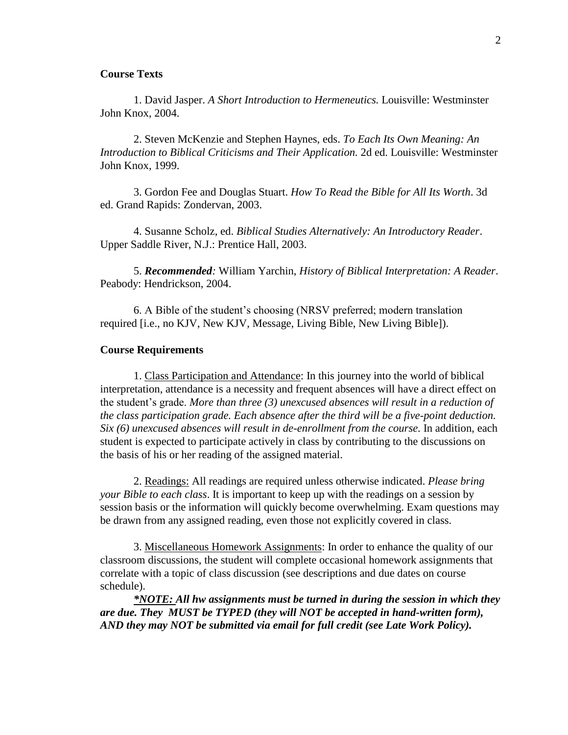**Course Texts**

1. David Jasper. *A Short Introduction to Hermeneutics.* Louisville: Westminster John Knox, 2004.

2. Steven McKenzie and Stephen Haynes, eds. *To Each Its Own Meaning: An Introduction to Biblical Criticisms and Their Application.* 2d ed. Louisville: Westminster John Knox, 1999.

3. Gordon Fee and Douglas Stuart. *How To Read the Bible for All Its Worth*. 3d ed. Grand Rapids: Zondervan, 2003.

4. Susanne Scholz, ed. *Biblical Studies Alternatively: An Introductory Reader*. Upper Saddle River, N.J.: Prentice Hall, 2003.

5. ***Recommended****:* William Yarchin, *History of Biblical Interpretation: A Reader*. Peabody: Hendrickson, 2004.

6. A Bible of the student's choosing (NRSV preferred; modern translation required [i.e., no KJV, New KJV, Message, Living Bible, New Living Bible]).

**Course Requirements**

1. <u>Class Participation and Attendance</u>: In this journey into the world of biblical interpretation, attendance is a necessity and frequent absences will have a direct effect on the student's grade. *More than three (3) unexcused absences will result in a reduction of the class participation grade. Each absence after the third will be a five-point deduction. Six (6) unexcused absences will result in de-enrollment from the course.* In addition, each student is expected to participate actively in class by contributing to the discussions on the basis of his or her reading of the assigned material.

2. <u>Readings:</u> All readings are required unless otherwise indicated. *Please bring your Bible to each class*. It is important to keep up with the readings on a session by session basis or the information will quickly become overwhelming. Exam questions may be drawn from any assigned reading, even those not explicitly covered in class.

3. <u>Miscellaneous Homework Assignments</u>: In order to enhance the quality of our classroom discussions, the student will complete occasional homework assignments that correlate with a topic of class discussion (see descriptions and due dates on course schedule).

***<u>\*NOTE:</u> All hw assignments must be turned in during the session in which they are due. They MUST be TYPED (they will NOT be accepted in hand-written form), AND they may NOT be submitted via email for full credit (see Late Work Policy).***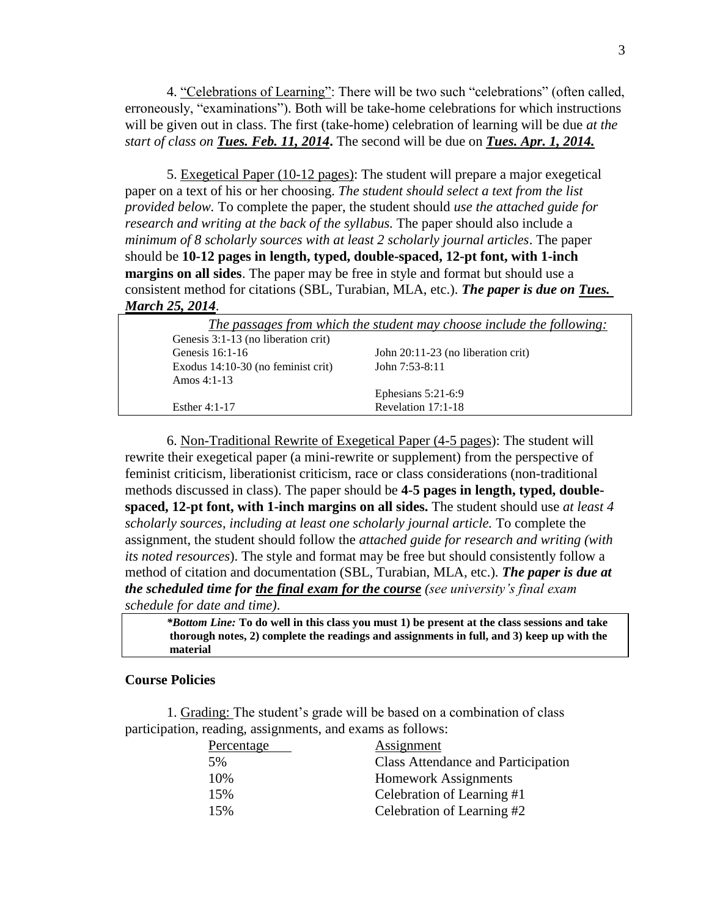4. <u>"Celebrations of Learning"</u>: There will be two such "celebrations" (often called, erroneously, "examinations"). Both will be take-home celebrations for which instructions will be given out in class. The first (take-home) celebration of learning will be due *at the start of class on* ***<u>Tues. Feb. 11, 2014</u>*****.** The second will be due on ***<u>Tues. Apr. 1, 2014.</u>***

5. <u>Exegetical Paper (10-12 pages)</u>: The student will prepare a major exegetical paper on a text of his or her choosing. *The student should select a text from the list provided below.* To complete the paper, the student should *use the attached guide for research and writing at the back of the syllabus.* The paper should also include a *minimum of 8 scholarly sources with at least 2 scholarly journal articles*. The paper should be **10-12 pages in length, typed, double-spaced, 12-pt font, with 1-inch margins on all sides**. The paper may be free in style and format but should use a consistent method for citations (SBL, Turabian, MLA, etc.). ***The paper is due on <u>Tues. March 25, 2014</u>***.

*<u>The passages from which the student may choose include the following:</u>*

| | |
|---|---|
| Genesis 3:1-13 (no liberation crit) | |
| Genesis 16:1-16 | John 20:11-23 (no liberation crit) |
| Exodus 14:10-30 (no feminist crit) | John 7:53-8:11 |
| Amos 4:1-13 | |
| | Ephesians 5:21-6:9 |
| Esther 4:1-17 | Revelation 17:1-18 |

6. <u>Non-Traditional Rewrite of Exegetical Paper (4-5 pages)</u>: The student will rewrite their exegetical paper (a mini-rewrite or supplement) from the perspective of feminist criticism, liberationist criticism, race or class considerations (non-traditional methods discussed in class). The paper should be **4-5 pages in length, typed, double-spaced, 12-pt font, with 1-inch margins on all sides.** The student should use *at least 4 scholarly sources, including at least one scholarly journal article.* To complete the assignment, the student should follow the *attached guide for research and writing (with its noted resources*). The style and format may be free but should consistently follow a method of citation and documentation (SBL, Turabian, MLA, etc.). ***The paper is due at the scheduled time for <u>the final exam for the course</u>*** *(see university's final exam schedule for date and time)*.

> **\****Bottom Line:*** To do well in this class you must 1) be present at the class sessions and take thorough notes, 2) complete the readings and assignments in full, and 3) keep up with the material**

## Course Policies

1. <u>Grading:</u> The student's grade will be based on a combination of class participation, reading, assignments, and exams as follows:

| Percentage | Assignment |
|---|---|
| 5% | Class Attendance and Participation |
| 10% | Homework Assignments |
| 15% | Celebration of Learning #1 |
| 15% | Celebration of Learning #2 |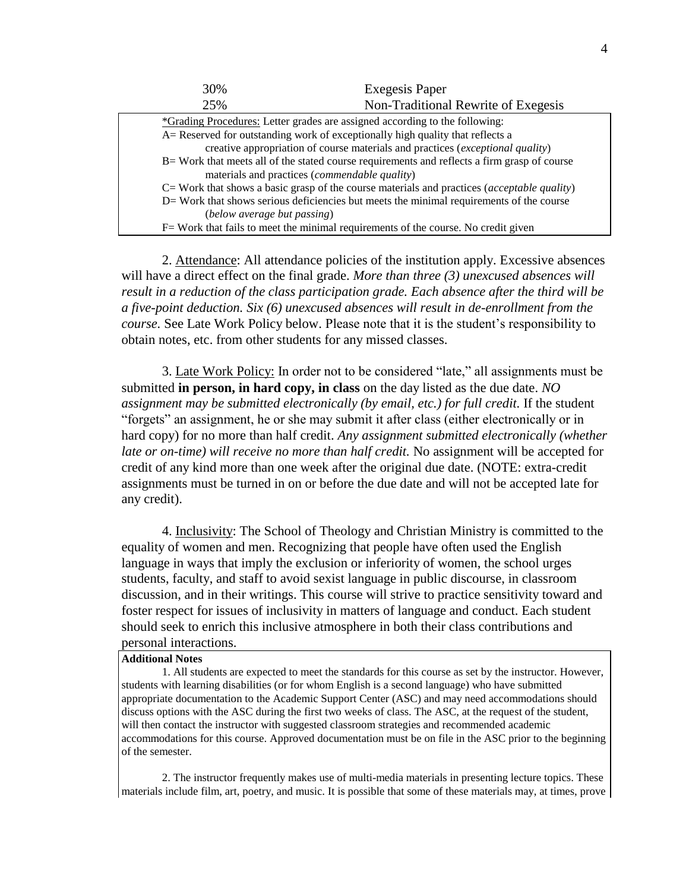| | |
|---|---|
| 30% | Exegesis Paper |
| 25% | Non-Traditional Rewrite of Exegesis |

*Grading Procedures: Letter grades are assigned according to the following:

A= Reserved for outstanding work of exceptionally high quality that reflects a creative appropriation of course materials and practices (*exceptional quality*)

B= Work that meets all of the stated course requirements and reflects a firm grasp of course materials and practices (*commendable quality*)

C= Work that shows a basic grasp of the course materials and practices (*acceptable quality*)

D= Work that shows serious deficiencies but meets the minimal requirements of the course (*below average but passing*)

F= Work that fails to meet the minimal requirements of the course. No credit given

2. Attendance: All attendance policies of the institution apply. Excessive absences will have a direct effect on the final grade. *More than three (3) unexcused absences will result in a reduction of the class participation grade. Each absence after the third will be a five-point deduction. Six (6) unexcused absences will result in de-enrollment from the course.* See Late Work Policy below. Please note that it is the student's responsibility to obtain notes, etc. from other students for any missed classes.

3. Late Work Policy: In order not to be considered "late," all assignments must be submitted **in person, in hard copy, in class** on the day listed as the due date. *NO assignment may be submitted electronically (by email, etc.) for full credit.* If the student "forgets" an assignment, he or she may submit it after class (either electronically or in hard copy) for no more than half credit. *Any assignment submitted electronically (whether late or on-time) will receive no more than half credit.* No assignment will be accepted for credit of any kind more than one week after the original due date. (NOTE: extra-credit assignments must be turned in on or before the due date and will not be accepted late for any credit).

4. Inclusivity: The School of Theology and Christian Ministry is committed to the equality of women and men. Recognizing that people have often used the English language in ways that imply the exclusion or inferiority of women, the school urges students, faculty, and staff to avoid sexist language in public discourse, in classroom discussion, and in their writings. This course will strive to practice sensitivity toward and foster respect for issues of inclusivity in matters of language and conduct. Each student should seek to enrich this inclusive atmosphere in both their class contributions and personal interactions.

**Additional Notes**

1. All students are expected to meet the standards for this course as set by the instructor. However, students with learning disabilities (or for whom English is a second language) who have submitted appropriate documentation to the Academic Support Center (ASC) and may need accommodations should discuss options with the ASC during the first two weeks of class. The ASC, at the request of the student, will then contact the instructor with suggested classroom strategies and recommended academic accommodations for this course. Approved documentation must be on file in the ASC prior to the beginning of the semester.

2. The instructor frequently makes use of multi-media materials in presenting lecture topics. These materials include film, art, poetry, and music. It is possible that some of these materials may, at times, prove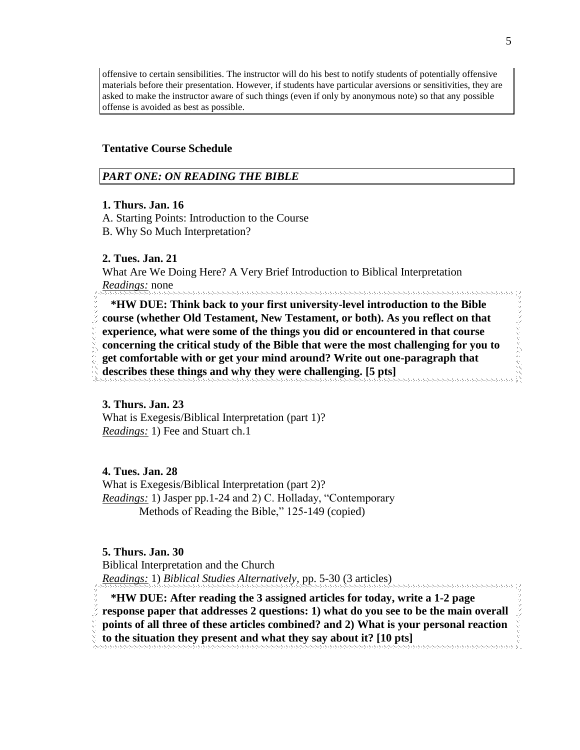offensive to certain sensibilities. The instructor will do his best to notify students of potentially offensive materials before their presentation. However, if students have particular aversions or sensitivities, they are asked to make the instructor aware of such things (even if only by anonymous note) so that any possible offense is avoided as best as possible.

**Tentative Course Schedule**

***PART ONE: ON READING THE BIBLE***

**1. Thurs. Jan. 16**

A. Starting Points: Introduction to the Course

B. Why So Much Interpretation?

**2. Tues. Jan. 21**

What Are We Doing Here? A Very Brief Introduction to Biblical Interpretation

*Readings:* none

**\*HW DUE: Think back to your first university-level introduction to the Bible course (whether Old Testament, New Testament, or both). As you reflect on that experience, what were some of the things you did or encountered in that course concerning the critical study of the Bible that were the most challenging for you to get comfortable with or get your mind around? Write out one-paragraph that describes these things and why they were challenging. [5 pts]**

**3. Thurs. Jan. 23**

What is Exegesis/Biblical Interpretation (part 1)?

*Readings:* 1) Fee and Stuart ch.1

**4. Tues. Jan. 28**

What is Exegesis/Biblical Interpretation (part 2)?

*Readings:* 1) Jasper pp.1-24 and 2) C. Holladay, "Contemporary Methods of Reading the Bible," 125-149 (copied)

**5. Thurs. Jan. 30**

Biblical Interpretation and the Church

*Readings:* 1) *Biblical Studies Alternatively*, pp. 5-30 (3 articles)

**\*HW DUE: After reading the 3 assigned articles for today, write a 1-2 page response paper that addresses 2 questions: 1) what do you see to be the main overall points of all three of these articles combined? and 2) What is your personal reaction to the situation they present and what they say about it? [10 pts]**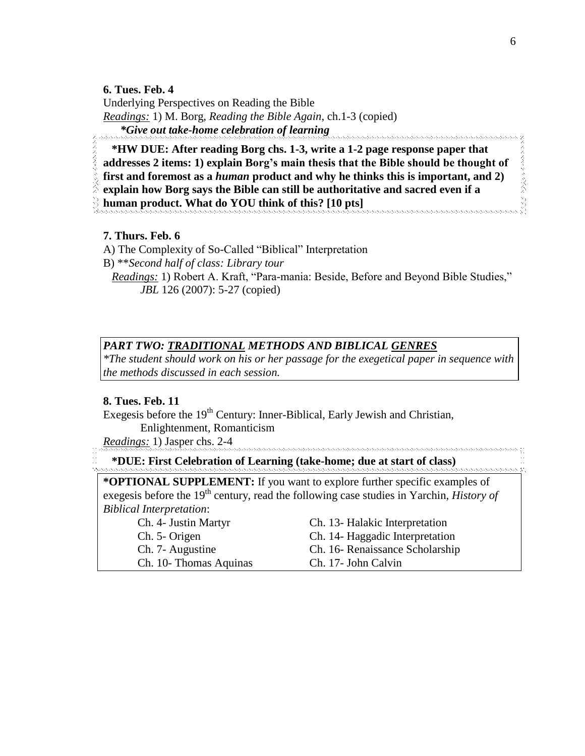**6. Tues. Feb. 4**

Underlying Perspectives on Reading the Bible

*Readings:* 1) M. Borg, *Reading the Bible Again*, ch.1-3 (copied)

***Give out take-home celebration of learning***

**\*HW DUE: After reading Borg chs. 1-3, write a 1-2 page response paper that addresses 2 items: 1) explain Borg's main thesis that the Bible should be thought of first and foremost as a *human* product and why he thinks this is important, and 2) explain how Borg says the Bible can still be authoritative and sacred even if a human product. What do YOU think of this? [10 pts]**

**7. Thurs. Feb. 6**

A) The Complexity of So-Called "Biblical" Interpretation

B) \*\**Second half of class: Library tour*

*Readings:* 1) Robert A. Kraft, "Para-mania: Beside, Before and Beyond Bible Studies," *JBL* 126 (2007): 5-27 (copied)

***PART TWO: TRADITIONAL METHODS AND BIBLICAL GENRES***

*\*The student should work on his or her passage for the exegetical paper in sequence with the methods discussed in each session.*

**8. Tues. Feb. 11**

Exegesis before the 19th Century: Inner-Biblical, Early Jewish and Christian, Enlightenment, Romanticism

*Readings:* 1) Jasper chs. 2-4

**\*DUE: First Celebration of Learning (take-home; due at start of class)**

**\*OPTIONAL SUPPLEMENT:** If you want to explore further specific examples of exegesis before the 19th century, read the following case studies in Yarchin, *History of Biblical Interpretation*:

- Ch. 4- Justin Martyr
- Ch. 5- Origen
- Ch. 7- Augustine
- Ch. 10- Thomas Aquinas
- Ch. 13- Halakic Interpretation
- Ch. 14- Haggadic Interpretation
- Ch. 16- Renaissance Scholarship
- Ch. 17- John Calvin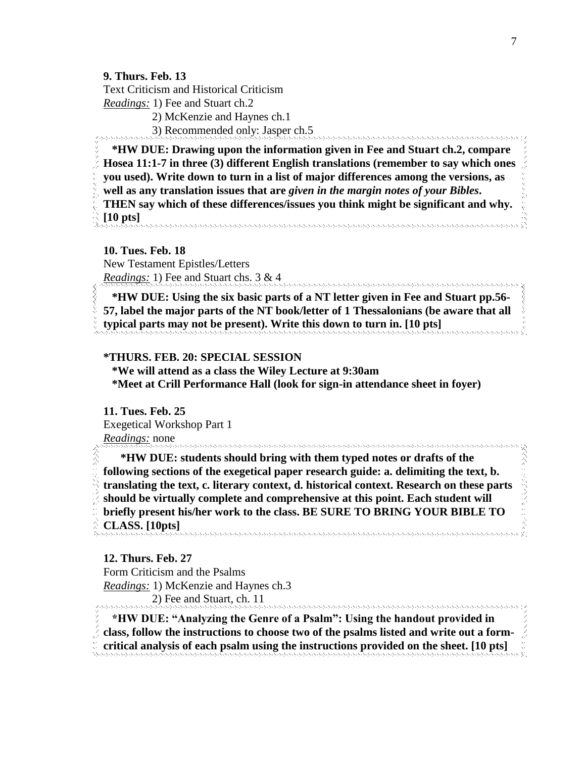**9. Thurs. Feb. 13**
Text Criticism and Historical Criticism
*Readings:* 1) Fee and Stuart ch.2
2) McKenzie and Haynes ch.1
3) Recommended only: Jasper ch.5

**\*HW DUE: Drawing upon the information given in Fee and Stuart ch.2, compare Hosea 11:1-7 in three (3) different English translations (remember to say which ones you used). Write down to turn in a list of major differences among the versions, as well as any translation issues that are *given in the margin notes of your Bibles*. THEN say which of these differences/issues you think might be significant and why. [10 pts]**

**10. Tues. Feb. 18**
New Testament Epistles/Letters
*Readings:* 1) Fee and Stuart chs. 3 & 4

**\*HW DUE: Using the six basic parts of a NT letter given in Fee and Stuart pp.56-57, label the major parts of the NT book/letter of 1 Thessalonians (be aware that all typical parts may not be present). Write this down to turn in. [10 pts]**

**\*THURS. FEB. 20: SPECIAL SESSION**
**\*We will attend as a class the Wiley Lecture at 9:30am**
**\*Meet at Crill Performance Hall (look for sign-in attendance sheet in foyer)**

**11. Tues. Feb. 25**
Exegetical Workshop Part 1
*Readings:* none

**\*HW DUE: students should bring with them typed notes or drafts of the following sections of the exegetical paper research guide: a. delimiting the text, b. translating the text, c. literary context, d. historical context. Research on these parts should be virtually complete and comprehensive at this point. Each student will briefly present his/her work to the class. BE SURE TO BRING YOUR BIBLE TO CLASS. [10pts]**

**12. Thurs. Feb. 27**
Form Criticism and the Psalms
*Readings:* 1) McKenzie and Haynes ch.3
2) Fee and Stuart, ch. 11

**\*HW DUE: "Analyzing the Genre of a Psalm": Using the handout provided in class, follow the instructions to choose two of the psalms listed and write out a form-critical analysis of each psalm using the instructions provided on the sheet. [10 pts]**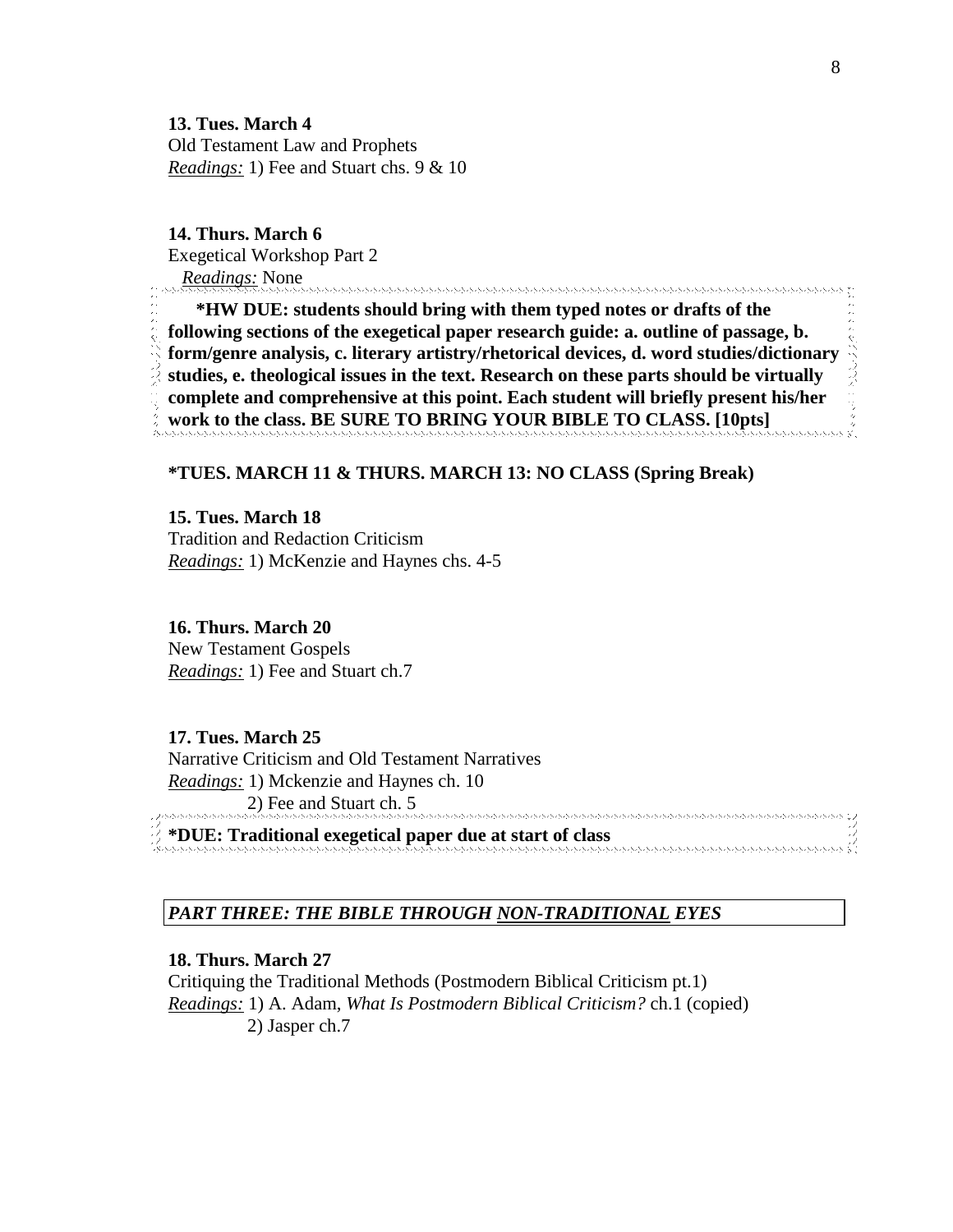**13. Tues. March 4**
Old Testament Law and Prophets
*Readings:* 1) Fee and Stuart chs. 9 & 10

**14. Thurs. March 6**
Exegetical Workshop Part 2
*Readings:* None

**\*HW DUE: students should bring with them typed notes or drafts of the following sections of the exegetical paper research guide: a. outline of passage, b. form/genre analysis, c. literary artistry/rhetorical devices, d. word studies/dictionary studies, e. theological issues in the text. Research on these parts should be virtually complete and comprehensive at this point. Each student will briefly present his/her work to the class. BE SURE TO BRING YOUR BIBLE TO CLASS. [10pts]**

**\*TUES. MARCH 11 & THURS. MARCH 13: NO CLASS (Spring Break)**

**15. Tues. March 18**
Tradition and Redaction Criticism
*Readings:* 1) McKenzie and Haynes chs. 4-5

**16. Thurs. March 20**
New Testament Gospels
*Readings:* 1) Fee and Stuart ch.7

**17. Tues. March 25**
Narrative Criticism and Old Testament Narratives
*Readings:* 1) Mckenzie and Haynes ch. 10
2) Fee and Stuart ch. 5

**\*DUE: Traditional exegetical paper due at start of class**

## *PART THREE: THE BIBLE THROUGH NON-TRADITIONAL EYES*

**18. Thurs. March 27**
Critiquing the Traditional Methods (Postmodern Biblical Criticism pt.1)
*Readings:* 1) A. Adam, *What Is Postmodern Biblical Criticism?* ch.1 (copied)
2) Jasper ch.7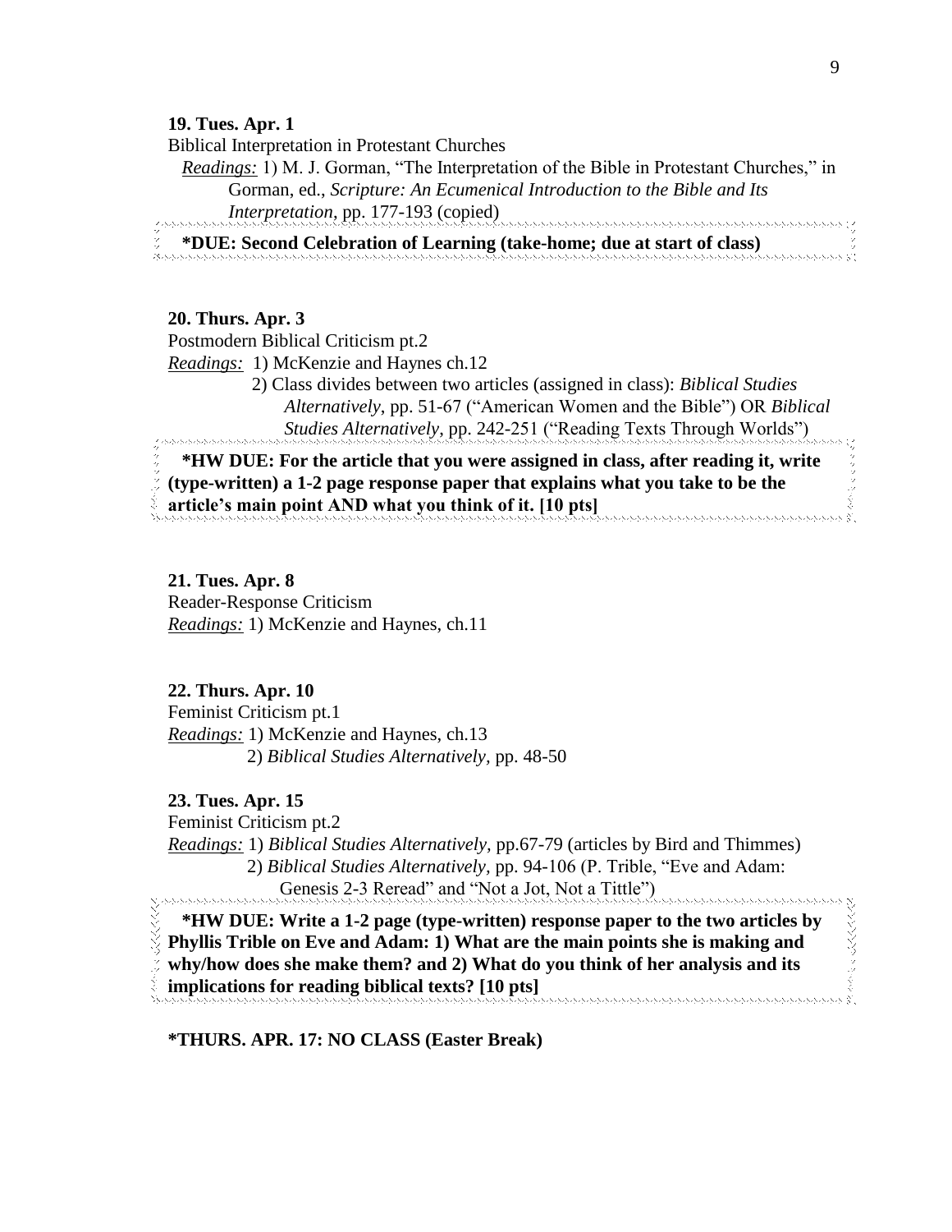**19. Tues. Apr. 1**

Biblical Interpretation in Protestant Churches

*Readings:* 1) M. J. Gorman, "The Interpretation of the Bible in Protestant Churches," in Gorman, ed., *Scripture: An Ecumenical Introduction to the Bible and Its Interpretation*, pp. 177-193 (copied)

**\*DUE: Second Celebration of Learning (take-home; due at start of class)**

**20. Thurs. Apr. 3**

Postmodern Biblical Criticism pt.2

*Readings:* 1) McKenzie and Haynes ch.12

2) Class divides between two articles (assigned in class): *Biblical Studies Alternatively*, pp. 51-67 ("American Women and the Bible") OR *Biblical Studies Alternatively*, pp. 242-251 ("Reading Texts Through Worlds")

**\*HW DUE: For the article that you were assigned in class, after reading it, write (type-written) a 1-2 page response paper that explains what you take to be the article's main point AND what you think of it. [10 pts]**

**21. Tues. Apr. 8**

Reader-Response Criticism

*Readings:* 1) McKenzie and Haynes, ch.11

**22. Thurs. Apr. 10**

Feminist Criticism pt.1

*Readings:* 1) McKenzie and Haynes, ch.13

2) *Biblical Studies Alternatively,* pp. 48-50

**23. Tues. Apr. 15**

Feminist Criticism pt.2

*Readings:* 1) *Biblical Studies Alternatively,* pp.67-79 (articles by Bird and Thimmes)

2) *Biblical Studies Alternatively,* pp. 94-106 (P. Trible, "Eve and Adam: Genesis 2-3 Reread" and "Not a Jot, Not a Tittle")

**\*HW DUE: Write a 1-2 page (type-written) response paper to the two articles by Phyllis Trible on Eve and Adam: 1) What are the main points she is making and why/how does she make them? and 2) What do you think of her analysis and its implications for reading biblical texts? [10 pts]**

**\*THURS. APR. 17: NO CLASS (Easter Break)**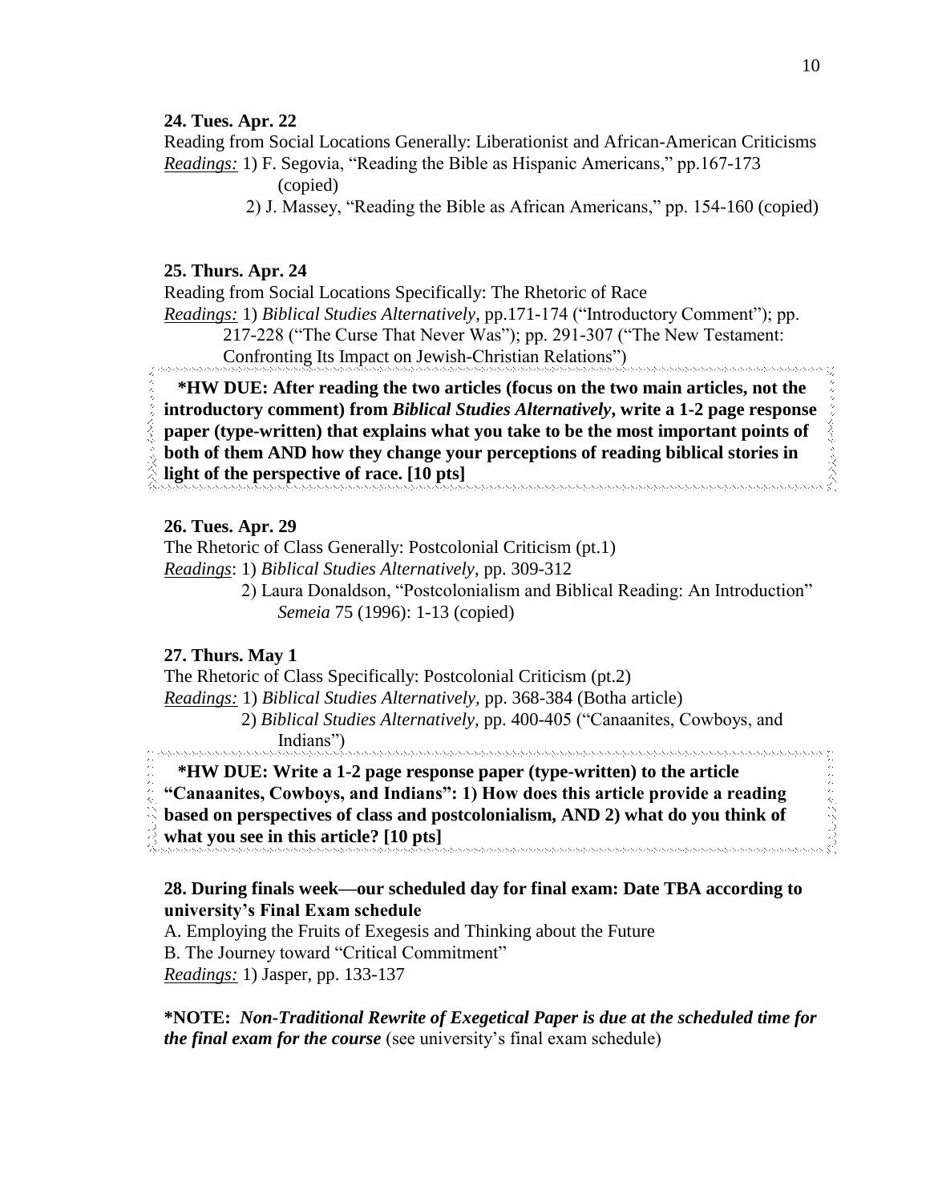**24. Tues. Apr. 22**

Reading from Social Locations Generally: Liberationist and African-American Criticisms

*Readings:* 1) F. Segovia, "Reading the Bible as Hispanic Americans," pp.167-173 (copied)

2) J. Massey, "Reading the Bible as African Americans," pp. 154-160 (copied)

**25. Thurs. Apr. 24**

Reading from Social Locations Specifically: The Rhetoric of Race

*Readings:* 1) *Biblical Studies Alternatively*, pp.171-174 ("Introductory Comment"); pp. 217-228 ("The Curse That Never Was"); pp. 291-307 ("The New Testament: Confronting Its Impact on Jewish-Christian Relations")

**\*HW DUE: After reading the two articles (focus on the two main articles, not the introductory comment) from *Biblical Studies Alternatively*, write a 1-2 page response paper (type-written) that explains what you take to be the most important points of both of them AND how they change your perceptions of reading biblical stories in light of the perspective of race. [10 pts]**

**26. Tues. Apr. 29**

The Rhetoric of Class Generally: Postcolonial Criticism (pt.1)

*Readings*: 1) *Biblical Studies Alternatively*, pp. 309-312

2) Laura Donaldson, "Postcolonialism and Biblical Reading: An Introduction" *Semeia* 75 (1996): 1-13 (copied)

**27. Thurs. May 1**

The Rhetoric of Class Specifically: Postcolonial Criticism (pt.2)

*Readings:* 1) *Biblical Studies Alternatively,* pp. 368-384 (Botha article)

2) *Biblical Studies Alternatively,* pp. 400-405 ("Canaanites, Cowboys, and Indians")

**\*HW DUE: Write a 1-2 page response paper (type-written) to the article "Canaanites, Cowboys, and Indians": 1) How does this article provide a reading based on perspectives of class and postcolonialism, AND 2) what do you think of what you see in this article? [10 pts]**

**28. During finals week—our scheduled day for final exam: Date TBA according to university's Final Exam schedule**

A. Employing the Fruits of Exegesis and Thinking about the Future

B. The Journey toward "Critical Commitment"

*Readings:* 1) Jasper, pp. 133-137

**\*NOTE:** ***Non-Traditional Rewrite of Exegetical Paper is due at the scheduled time for the final exam for the course*** (see university's final exam schedule)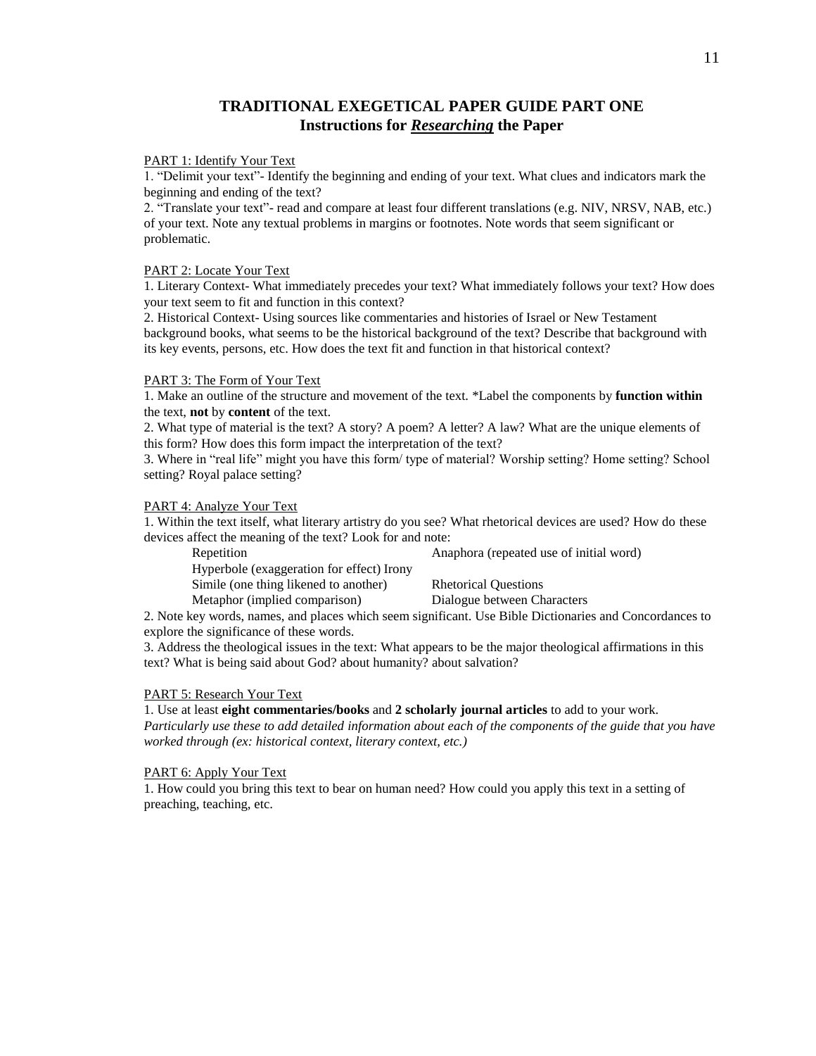# TRADITIONAL EXEGETICAL PAPER GUIDE PART ONE
## Instructions for ***Researching*** the Paper

<u>PART 1: Identify Your Text</u>

1. "Delimit your text"- Identify the beginning and ending of your text. What clues and indicators mark the beginning and ending of the text?
2. "Translate your text"- read and compare at least four different translations (e.g. NIV, NRSV, NAB, etc.) of your text. Note any textual problems in margins or footnotes. Note words that seem significant or problematic.

<u>PART 2: Locate Your Text</u>

1. Literary Context- What immediately precedes your text? What immediately follows your text? How does your text seem to fit and function in this context?
2. Historical Context- Using sources like commentaries and histories of Israel or New Testament background books, what seems to be the historical background of the text? Describe that background with its key events, persons, etc. How does the text fit and function in that historical context?

<u>PART 3: The Form of Your Text</u>

1. Make an outline of the structure and movement of the text. *Label the components by **function within** the text, **not** by **content** of the text.
2. What type of material is the text? A story? A poem? A letter? A law? What are the unique elements of this form? How does this form impact the interpretation of the text?
3. Where in "real life" might you have this form/ type of material? Worship setting? Home setting? School setting? Royal palace setting?

<u>PART 4: Analyze Your Text</u>

1. Within the text itself, what literary artistry do you see? What rhetorical devices are used? How do these devices affect the meaning of the text? Look for and note:
   - Repetition
   - Anaphora (repeated use of initial word)
   - Hyperbole (exaggeration for effect)
   - Irony
   - Simile (one thing likened to another)
   - Rhetorical Questions
   - Metaphor (implied comparison)
   - Dialogue between Characters
2. Note key words, names, and places which seem significant. Use Bible Dictionaries and Concordances to explore the significance of these words.
3. Address the theological issues in the text: What appears to be the major theological affirmations in this text? What is being said about God? about humanity? about salvation?

<u>PART 5: Research Your Text</u>

1. Use at least **eight commentaries/books** and **2 scholarly journal articles** to add to your work. *Particularly use these to add detailed information about each of the components of the guide that you have worked through (ex: historical context, literary context, etc.)*

<u>PART 6: Apply Your Text</u>

1. How could you bring this text to bear on human need? How could you apply this text in a setting of preaching, teaching, etc.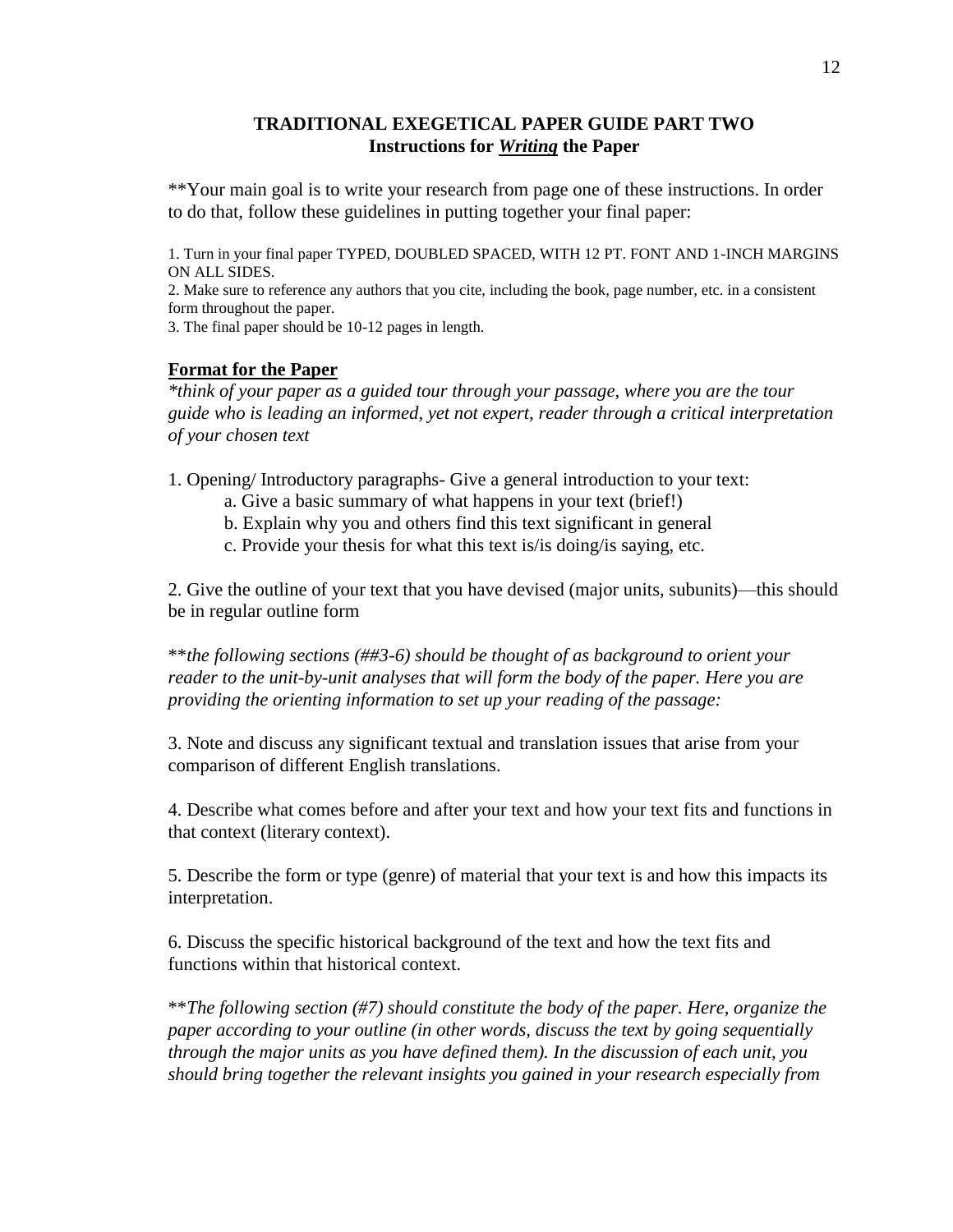# TRADITIONAL EXEGETICAL PAPER GUIDE PART TWO
## Instructions for ***Writing*** the Paper

**Your main goal is to write your research from page one of these instructions. In order to do that, follow these guidelines in putting together your final paper:

1. Turn in your final paper TYPED, DOUBLED SPACED, WITH 12 PT. FONT AND 1-INCH MARGINS ON ALL SIDES.
2. Make sure to reference any authors that you cite, including the book, page number, etc. in a consistent form throughout the paper.
3. The final paper should be 10-12 pages in length.

### Format for the Paper

**think of your paper as a guided tour through your passage, where you are the tour guide who is leading an informed, yet not expert, reader through a critical interpretation of your chosen text*

1. Opening/ Introductory paragraphs- Give a general introduction to your text:
   a. Give a basic summary of what happens in your text (brief!)
   b. Explain why you and others find this text significant in general
   c. Provide your thesis for what this text is/is doing/is saying, etc.

2. Give the outline of your text that you have devised (major units, subunits)—this should be in regular outline form

***the following sections (##3-6) should be thought of as background to orient your reader to the unit-by-unit analyses that will form the body of the paper. Here you are providing the orienting information to set up your reading of the passage:*

3. Note and discuss any significant textual and translation issues that arise from your comparison of different English translations.

4. Describe what comes before and after your text and how your text fits and functions in that context (literary context).

5. Describe the form or type (genre) of material that your text is and how this impacts its interpretation.

6. Discuss the specific historical background of the text and how the text fits and functions within that historical context.

***The following section (#7) should constitute the body of the paper. Here, organize the paper according to your outline (in other words, discuss the text by going sequentially through the major units as you have defined them). In the discussion of each unit, you should bring together the relevant insights you gained in your research especially from*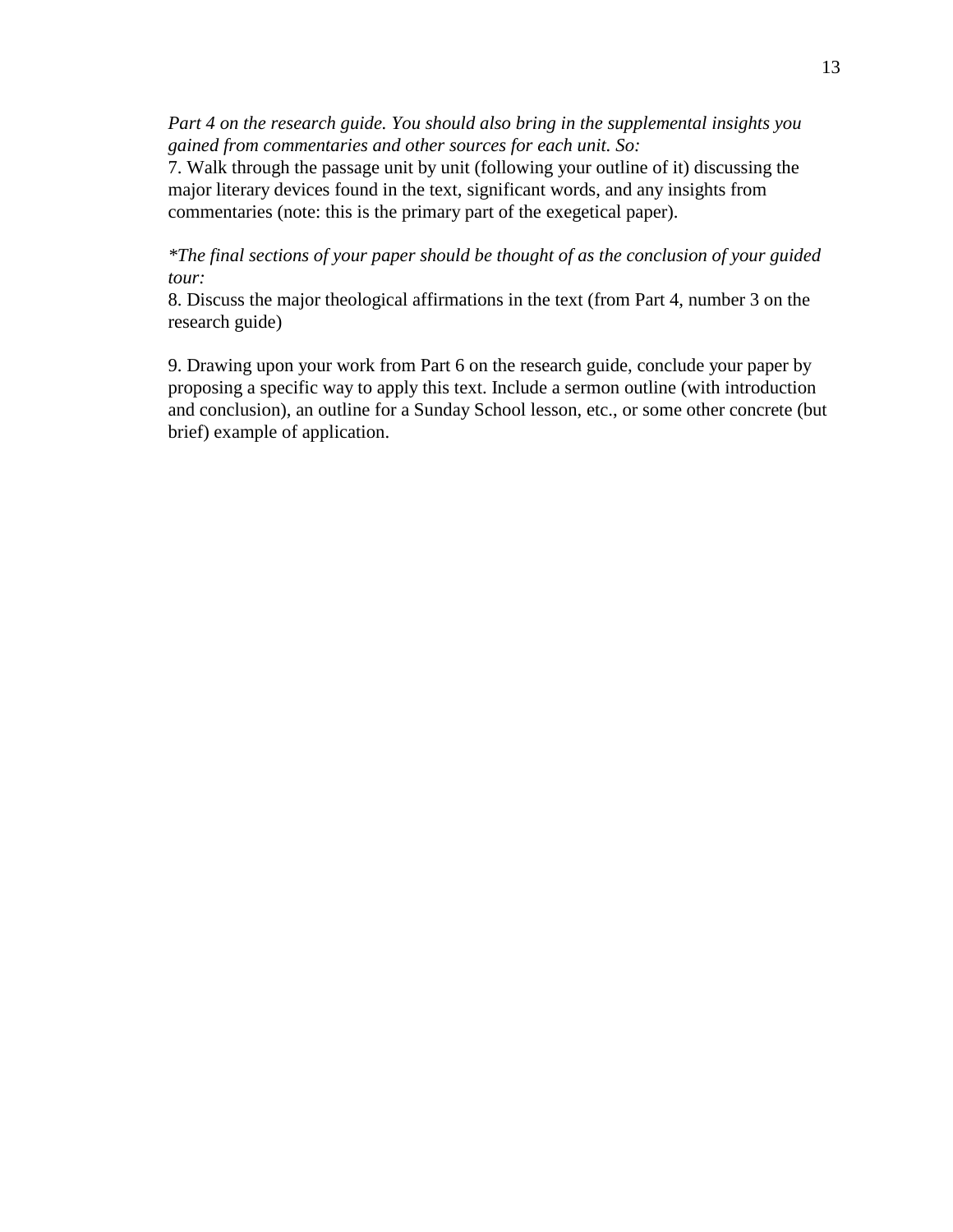*Part 4 on the research guide. You should also bring in the supplemental insights you gained from commentaries and other sources for each unit. So:*

7. Walk through the passage unit by unit (following your outline of it) discussing the major literary devices found in the text, significant words, and any insights from commentaries (note: this is the primary part of the exegetical paper).

**The final sections of your paper should be thought of as the conclusion of your guided tour:*

8. Discuss the major theological affirmations in the text (from Part 4, number 3 on the research guide)

9. Drawing upon your work from Part 6 on the research guide, conclude your paper by proposing a specific way to apply this text. Include a sermon outline (with introduction and conclusion), an outline for a Sunday School lesson, etc., or some other concrete (but brief) example of application.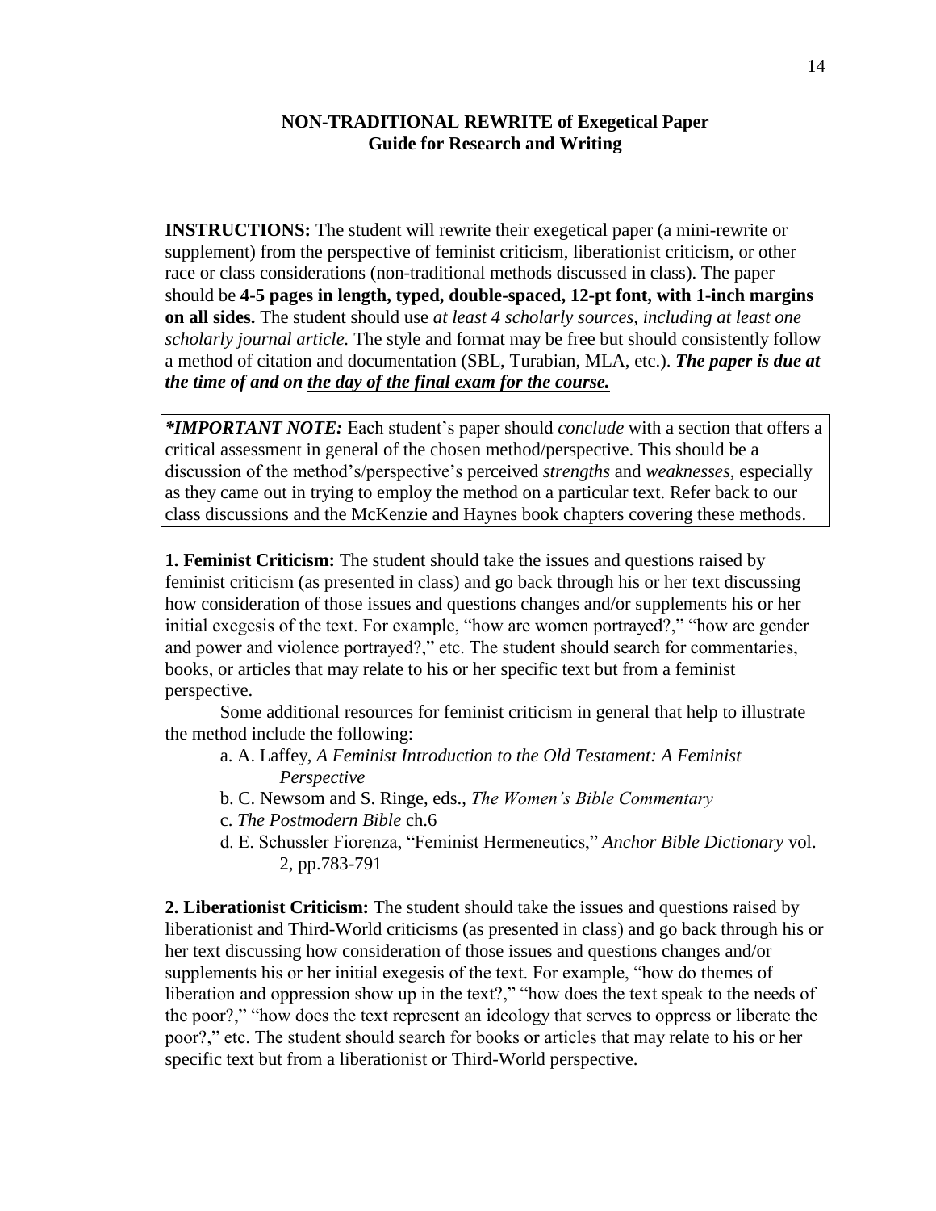**NON-TRADITIONAL REWRITE of Exegetical Paper**
**Guide for Research and Writing**

**INSTRUCTIONS:** The student will rewrite their exegetical paper (a mini-rewrite or supplement) from the perspective of feminist criticism, liberationist criticism, or other race or class considerations (non-traditional methods discussed in class). The paper should be **4-5 pages in length, typed, double-spaced, 12-pt font, with 1-inch margins on all sides.** The student should use *at least 4 scholarly sources, including at least one scholarly journal article.* The style and format may be free but should consistently follow a method of citation and documentation (SBL, Turabian, MLA, etc.). ***The paper is due at the time of and on <u>the day of the final exam for the course.</u>***

> ****IMPORTANT NOTE:*** Each student's paper should *conclude* with a section that offers a critical assessment in general of the chosen method/perspective. This should be a discussion of the method's/perspective's perceived *strengths* and *weaknesses*, especially as they came out in trying to employ the method on a particular text. Refer back to our class discussions and the McKenzie and Haynes book chapters covering these methods.

**1. Feminist Criticism:** The student should take the issues and questions raised by feminist criticism (as presented in class) and go back through his or her text discussing how consideration of those issues and questions changes and/or supplements his or her initial exegesis of the text. For example, "how are women portrayed?," "how are gender and power and violence portrayed?," etc. The student should search for commentaries, books, or articles that may relate to his or her specific text but from a feminist perspective.

Some additional resources for feminist criticism in general that help to illustrate the method include the following:

a. A. Laffey, *A Feminist Introduction to the Old Testament: A Feminist Perspective*
b. C. Newsom and S. Ringe, eds., *The Women's Bible Commentary*
c. *The Postmodern Bible* ch.6
d. E. Schussler Fiorenza, "Feminist Hermeneutics," *Anchor Bible Dictionary* vol. 2, pp.783-791

**2. Liberationist Criticism:** The student should take the issues and questions raised by liberationist and Third-World criticisms (as presented in class) and go back through his or her text discussing how consideration of those issues and questions changes and/or supplements his or her initial exegesis of the text. For example, "how do themes of liberation and oppression show up in the text?," "how does the text speak to the needs of the poor?," "how does the text represent an ideology that serves to oppress or liberate the poor?," etc. The student should search for books or articles that may relate to his or her specific text but from a liberationist or Third-World perspective.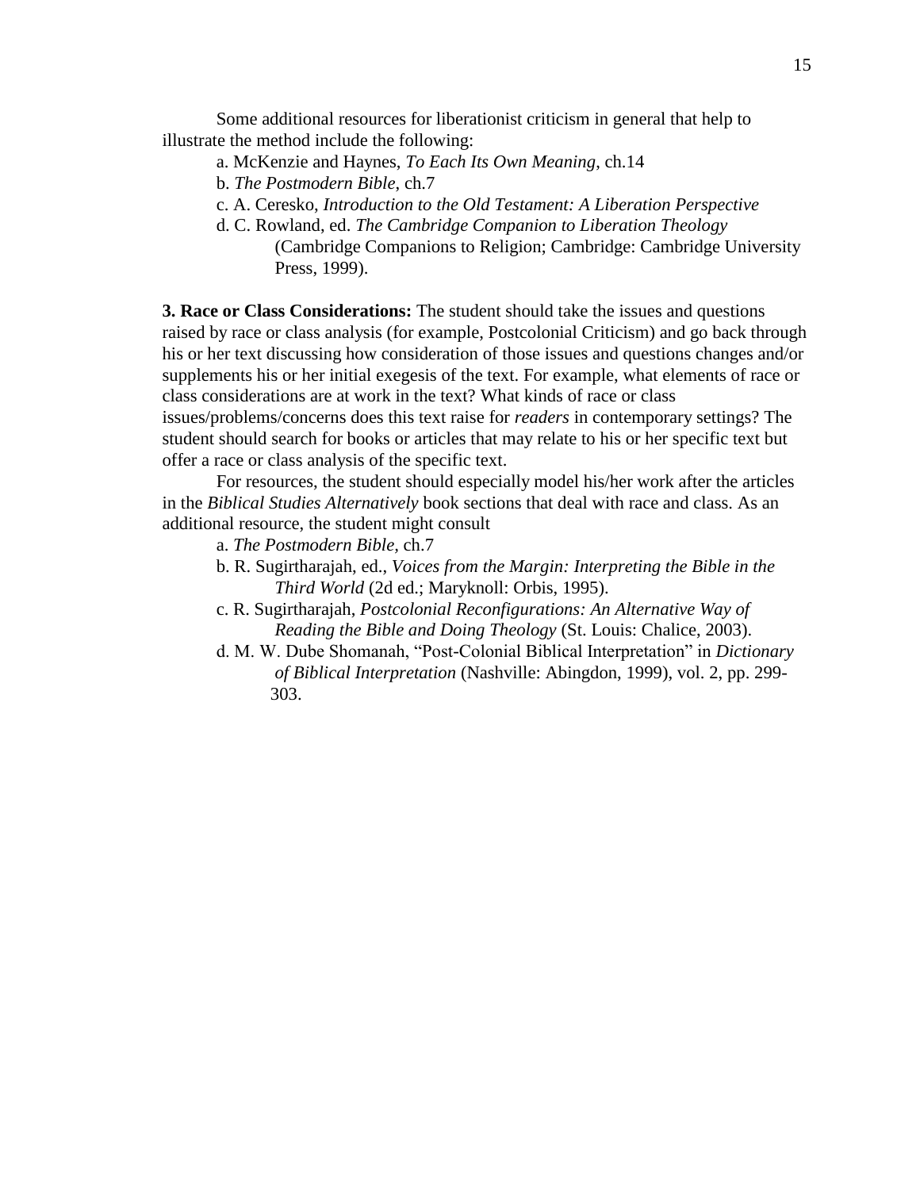Some additional resources for liberationist criticism in general that help to illustrate the method include the following:

a. McKenzie and Haynes, *To Each Its Own Meaning*, ch.14
b. *The Postmodern Bible*, ch.7
c. A. Ceresko, *Introduction to the Old Testament: A Liberation Perspective*
d. C. Rowland, ed. *The Cambridge Companion to Liberation Theology* (Cambridge Companions to Religion; Cambridge: Cambridge University Press, 1999).

**3. Race or Class Considerations:** The student should take the issues and questions raised by race or class analysis (for example, Postcolonial Criticism) and go back through his or her text discussing how consideration of those issues and questions changes and/or supplements his or her initial exegesis of the text. For example, what elements of race or class considerations are at work in the text? What kinds of race or class issues/problems/concerns does this text raise for *readers* in contemporary settings? The student should search for books or articles that may relate to his or her specific text but offer a race or class analysis of the specific text.

For resources, the student should especially model his/her work after the articles in the *Biblical Studies Alternatively* book sections that deal with race and class. As an additional resource, the student might consult

a. *The Postmodern Bible*, ch.7
b. R. Sugirtharajah, ed., *Voices from the Margin: Interpreting the Bible in the Third World* (2d ed.; Maryknoll: Orbis, 1995).
c. R. Sugirtharajah, *Postcolonial Reconfigurations: An Alternative Way of Reading the Bible and Doing Theology* (St. Louis: Chalice, 2003).
d. M. W. Dube Shomanah, "Post-Colonial Biblical Interpretation" in *Dictionary of Biblical Interpretation* (Nashville: Abingdon, 1999), vol. 2, pp. 299-303.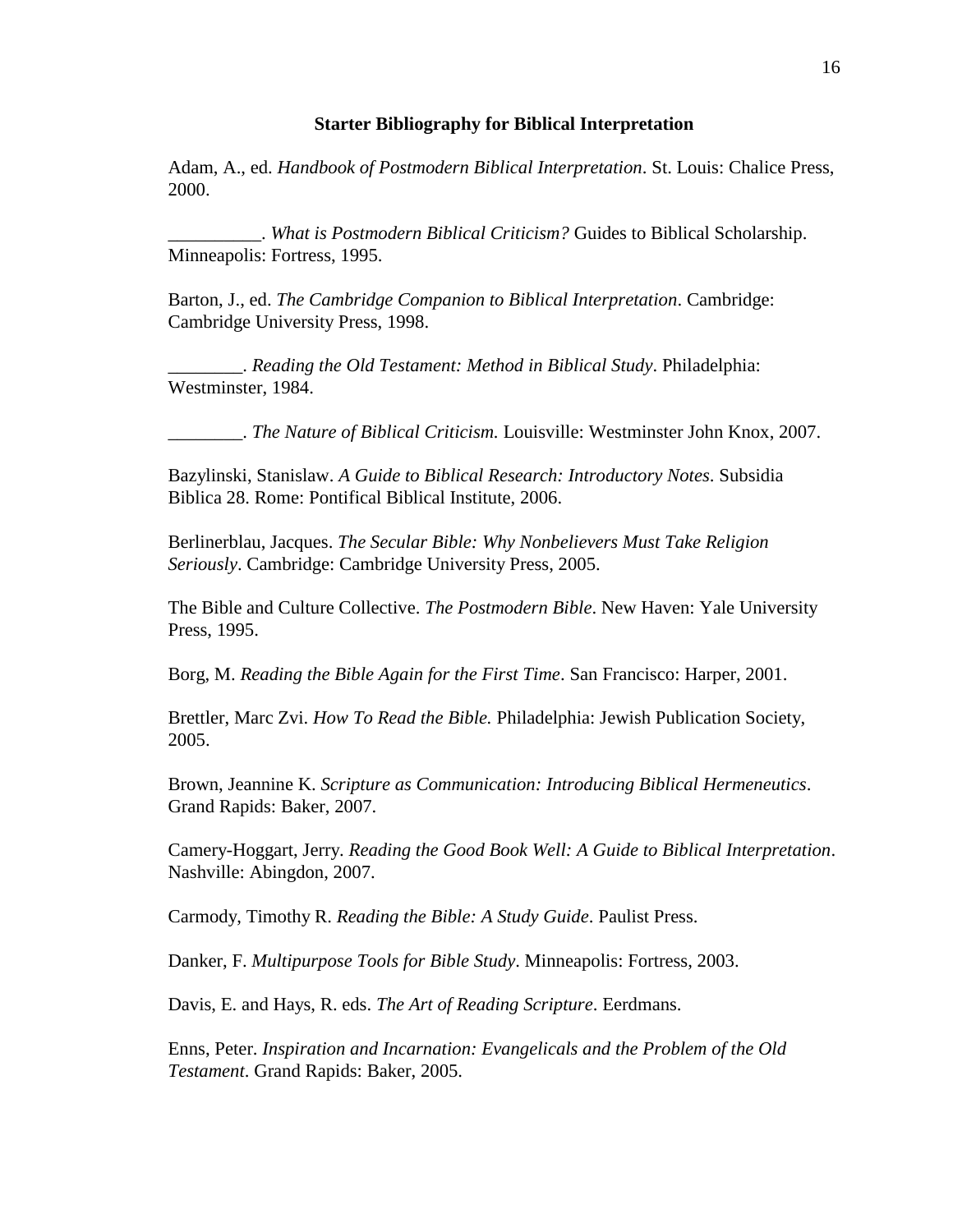**Starter Bibliography for Biblical Interpretation**

Adam, A., ed. *Handbook of Postmodern Biblical Interpretation*. St. Louis: Chalice Press, 2000.

__________. *What is Postmodern Biblical Criticism?* Guides to Biblical Scholarship. Minneapolis: Fortress, 1995.

Barton, J., ed. *The Cambridge Companion to Biblical Interpretation*. Cambridge: Cambridge University Press, 1998.

________. *Reading the Old Testament: Method in Biblical Study*. Philadelphia: Westminster, 1984.

________. *The Nature of Biblical Criticism.* Louisville: Westminster John Knox, 2007.

Bazylinski, Stanislaw. *A Guide to Biblical Research: Introductory Notes*. Subsidia Biblica 28. Rome: Pontifical Biblical Institute, 2006.

Berlinerblau, Jacques. *The Secular Bible: Why Nonbelievers Must Take Religion Seriously*. Cambridge: Cambridge University Press, 2005.

The Bible and Culture Collective. *The Postmodern Bible*. New Haven: Yale University Press, 1995.

Borg, M. *Reading the Bible Again for the First Time*. San Francisco: Harper, 2001.

Brettler, Marc Zvi. *How To Read the Bible.* Philadelphia: Jewish Publication Society, 2005.

Brown, Jeannine K. *Scripture as Communication: Introducing Biblical Hermeneutics*. Grand Rapids: Baker, 2007.

Camery-Hoggart, Jerry. *Reading the Good Book Well: A Guide to Biblical Interpretation*. Nashville: Abingdon, 2007.

Carmody, Timothy R. *Reading the Bible: A Study Guide*. Paulist Press.

Danker, F. *Multipurpose Tools for Bible Study*. Minneapolis: Fortress, 2003.

Davis, E. and Hays, R. eds. *The Art of Reading Scripture*. Eerdmans.

Enns, Peter. *Inspiration and Incarnation: Evangelicals and the Problem of the Old Testament*. Grand Rapids: Baker, 2005.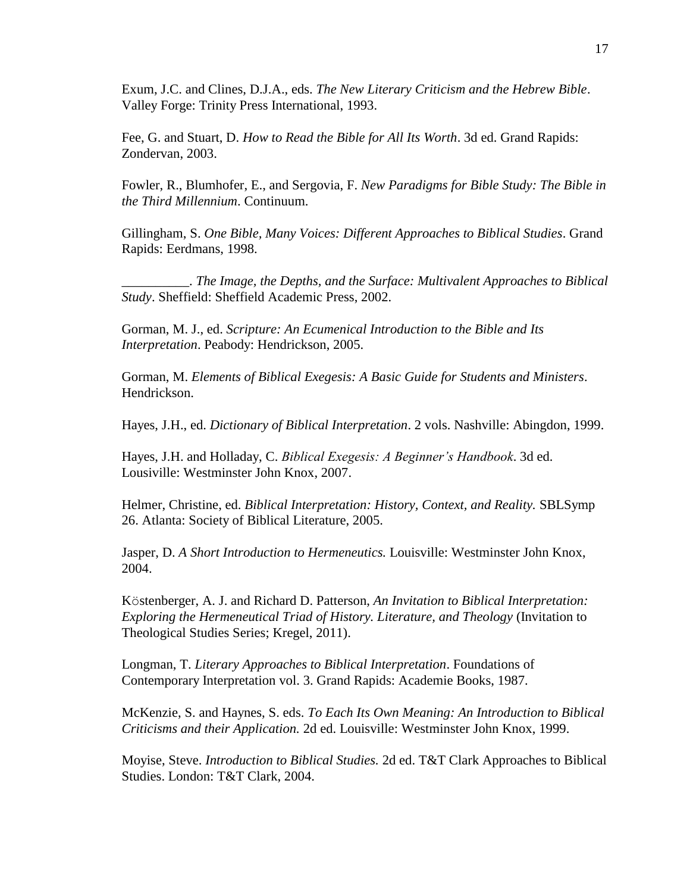Exum, J.C. and Clines, D.J.A., eds. *The New Literary Criticism and the Hebrew Bible*. Valley Forge: Trinity Press International, 1993.

Fee, G. and Stuart, D. *How to Read the Bible for All Its Worth*. 3d ed. Grand Rapids: Zondervan, 2003.

Fowler, R., Blumhofer, E., and Sergovia, F. *New Paradigms for Bible Study: The Bible in the Third Millennium*. Continuum.

Gillingham, S. *One Bible, Many Voices: Different Approaches to Biblical Studies*. Grand Rapids: Eerdmans, 1998.

__________. *The Image, the Depths, and the Surface: Multivalent Approaches to Biblical Study*. Sheffield: Sheffield Academic Press, 2002.

Gorman, M. J., ed. *Scripture: An Ecumenical Introduction to the Bible and Its Interpretation*. Peabody: Hendrickson, 2005.

Gorman, M. *Elements of Biblical Exegesis: A Basic Guide for Students and Ministers*. Hendrickson.

Hayes, J.H., ed. *Dictionary of Biblical Interpretation*. 2 vols. Nashville: Abingdon, 1999.

Hayes, J.H. and Holladay, C. *Biblical Exegesis: A Beginner's Handbook*. 3d ed. Lousiville: Westminster John Knox, 2007.

Helmer, Christine, ed. *Biblical Interpretation: History, Context, and Reality.* SBLSymp 26. Atlanta: Society of Biblical Literature, 2005.

Jasper, D. *A Short Introduction to Hermeneutics.* Louisville: Westminster John Knox, 2004.

Köstenberger, A. J. and Richard D. Patterson, *An Invitation to Biblical Interpretation: Exploring the Hermeneutical Triad of History. Literature, and Theology* (Invitation to Theological Studies Series; Kregel, 2011).

Longman, T. *Literary Approaches to Biblical Interpretation*. Foundations of Contemporary Interpretation vol. 3. Grand Rapids: Academie Books, 1987.

McKenzie, S. and Haynes, S. eds. *To Each Its Own Meaning: An Introduction to Biblical Criticisms and their Application.* 2d ed. Louisville: Westminster John Knox, 1999.

Moyise, Steve. *Introduction to Biblical Studies.* 2d ed. T&T Clark Approaches to Biblical Studies. London: T&T Clark, 2004.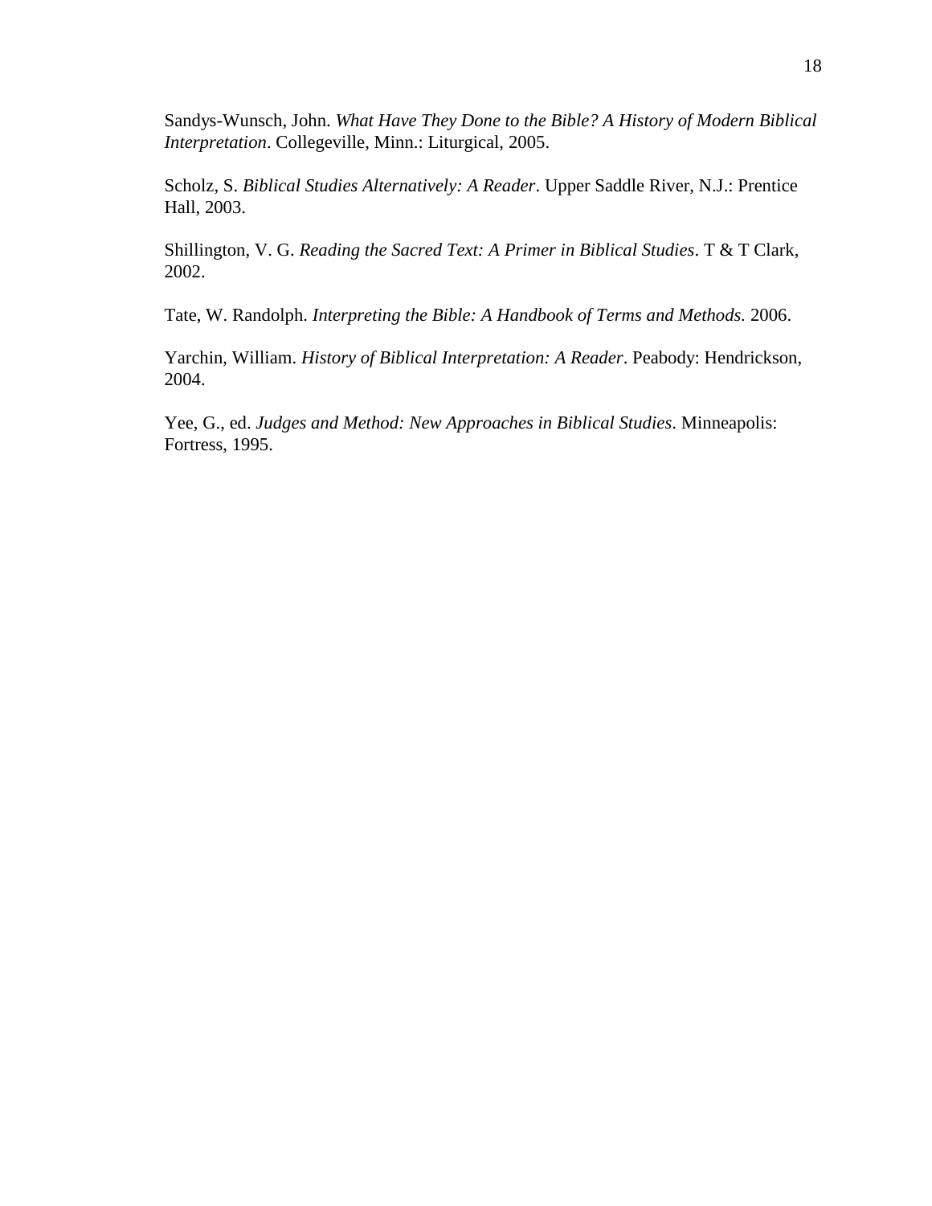Sandys-Wunsch, John. *What Have They Done to the Bible? A History of Modern Biblical Interpretation*. Collegeville, Minn.: Liturgical, 2005.

Scholz, S. *Biblical Studies Alternatively: A Reader*. Upper Saddle River, N.J.: Prentice Hall, 2003.

Shillington, V. G. *Reading the Sacred Text: A Primer in Biblical Studies*. T & T Clark, 2002.

Tate, W. Randolph. *Interpreting the Bible: A Handbook of Terms and Methods.* 2006.

Yarchin, William. *History of Biblical Interpretation: A Reader*. Peabody: Hendrickson, 2004.

Yee, G., ed. *Judges and Method: New Approaches in Biblical Studies*. Minneapolis: Fortress, 1995.